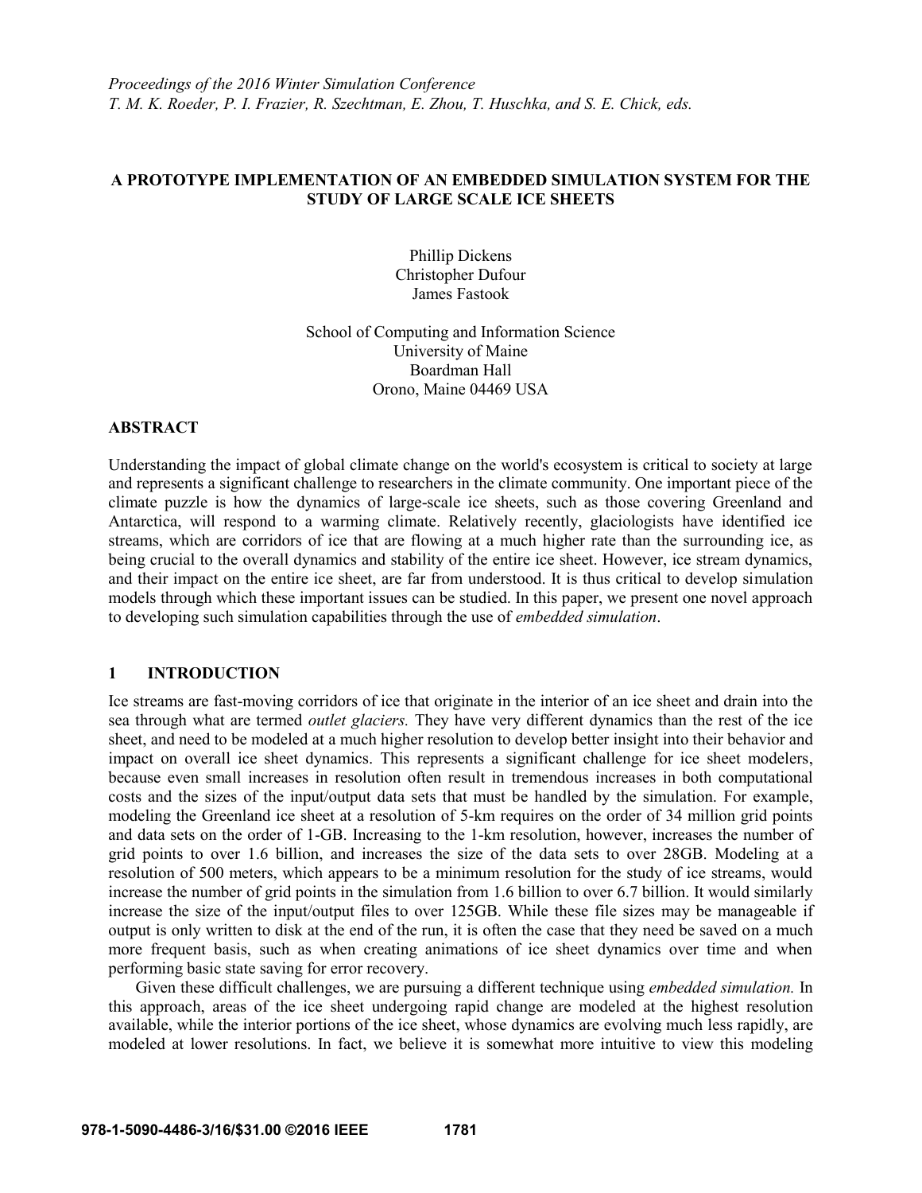*Proceedings of the 2016 Winter Simulation Conference*
*T. M. K. Roeder, P. I. Frazier, R. Szechtman, E. Zhou, T. Huschka, and S. E. Chick, eds.*

# A PROTOTYPE IMPLEMENTATION OF AN EMBEDDED SIMULATION SYSTEM FOR THE STUDY OF LARGE SCALE ICE SHEETS

Phillip Dickens
Christopher Dufour
James Fastook

School of Computing and Information Science
University of Maine
Boardman Hall
Orono, Maine 04469 USA

## ABSTRACT

Understanding the impact of global climate change on the world's ecosystem is critical to society at large and represents a significant challenge to researchers in the climate community. One important piece of the climate puzzle is how the dynamics of large-scale ice sheets, such as those covering Greenland and Antarctica, will respond to a warming climate. Relatively recently, glaciologists have identified ice streams, which are corridors of ice that are flowing at a much higher rate than the surrounding ice, as being crucial to the overall dynamics and stability of the entire ice sheet. However, ice stream dynamics, and their impact on the entire ice sheet, are far from understood. It is thus critical to develop simulation models through which these important issues can be studied. In this paper, we present one novel approach to developing such simulation capabilities through the use of *embedded simulation*.

## 1 INTRODUCTION

Ice streams are fast-moving corridors of ice that originate in the interior of an ice sheet and drain into the sea through what are termed *outlet glaciers.* They have very different dynamics than the rest of the ice sheet, and need to be modeled at a much higher resolution to develop better insight into their behavior and impact on overall ice sheet dynamics. This represents a significant challenge for ice sheet modelers, because even small increases in resolution often result in tremendous increases in both computational costs and the sizes of the input/output data sets that must be handled by the simulation. For example, modeling the Greenland ice sheet at a resolution of 5-km requires on the order of 34 million grid points and data sets on the order of 1-GB. Increasing to the 1-km resolution, however, increases the number of grid points to over 1.6 billion, and increases the size of the data sets to over 28GB. Modeling at a resolution of 500 meters, which appears to be a minimum resolution for the study of ice streams, would increase the number of grid points in the simulation from 1.6 billion to over 6.7 billion. It would similarly increase the size of the input/output files to over 125GB. While these file sizes may be manageable if output is only written to disk at the end of the run, it is often the case that they need be saved on a much more frequent basis, such as when creating animations of ice sheet dynamics over time and when performing basic state saving for error recovery.

Given these difficult challenges, we are pursuing a different technique using *embedded simulation.* In this approach, areas of the ice sheet undergoing rapid change are modeled at the highest resolution available, while the interior portions of the ice sheet, whose dynamics are evolving much less rapidly, are modeled at lower resolutions. In fact, we believe it is somewhat more intuitive to view this modeling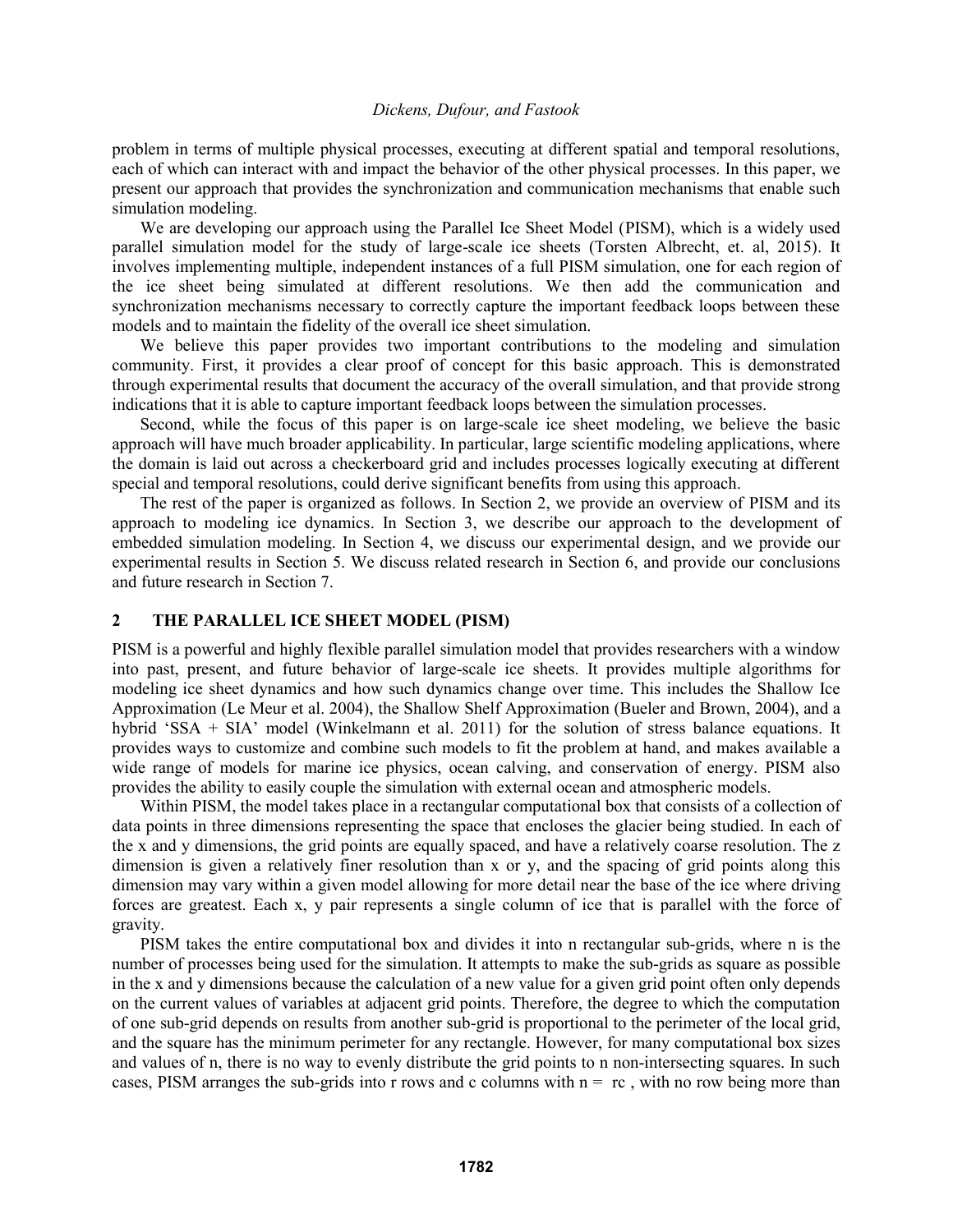problem in terms of multiple physical processes, executing at different spatial and temporal resolutions, each of which can interact with and impact the behavior of the other physical processes. In this paper, we present our approach that provides the synchronization and communication mechanisms that enable such simulation modeling.

We are developing our approach using the Parallel Ice Sheet Model (PISM), which is a widely used parallel simulation model for the study of large-scale ice sheets (Torsten Albrecht, et. al, 2015). It involves implementing multiple, independent instances of a full PISM simulation, one for each region of the ice sheet being simulated at different resolutions. We then add the communication and synchronization mechanisms necessary to correctly capture the important feedback loops between these models and to maintain the fidelity of the overall ice sheet simulation.

We believe this paper provides two important contributions to the modeling and simulation community. First, it provides a clear proof of concept for this basic approach. This is demonstrated through experimental results that document the accuracy of the overall simulation, and that provide strong indications that it is able to capture important feedback loops between the simulation processes.

Second, while the focus of this paper is on large-scale ice sheet modeling, we believe the basic approach will have much broader applicability. In particular, large scientific modeling applications, where the domain is laid out across a checkerboard grid and includes processes logically executing at different special and temporal resolutions, could derive significant benefits from using this approach.

The rest of the paper is organized as follows. In Section 2, we provide an overview of PISM and its approach to modeling ice dynamics. In Section 3, we describe our approach to the development of embedded simulation modeling. In Section 4, we discuss our experimental design, and we provide our experimental results in Section 5. We discuss related research in Section 6, and provide our conclusions and future research in Section 7.

## 2 THE PARALLEL ICE SHEET MODEL (PISM)

PISM is a powerful and highly flexible parallel simulation model that provides researchers with a window into past, present, and future behavior of large-scale ice sheets. It provides multiple algorithms for modeling ice sheet dynamics and how such dynamics change over time. This includes the Shallow Ice Approximation (Le Meur et al. 2004), the Shallow Shelf Approximation (Bueler and Brown, 2004), and a hybrid 'SSA + SIA' model (Winkelmann et al. 2011) for the solution of stress balance equations. It provides ways to customize and combine such models to fit the problem at hand, and makes available a wide range of models for marine ice physics, ocean calving, and conservation of energy. PISM also provides the ability to easily couple the simulation with external ocean and atmospheric models.

Within PISM, the model takes place in a rectangular computational box that consists of a collection of data points in three dimensions representing the space that encloses the glacier being studied. In each of the x and y dimensions, the grid points are equally spaced, and have a relatively coarse resolution. The z dimension is given a relatively finer resolution than x or y, and the spacing of grid points along this dimension may vary within a given model allowing for more detail near the base of the ice where driving forces are greatest. Each x, y pair represents a single column of ice that is parallel with the force of gravity.

PISM takes the entire computational box and divides it into n rectangular sub-grids, where n is the number of processes being used for the simulation. It attempts to make the sub-grids as square as possible in the x and y dimensions because the calculation of a new value for a given grid point often only depends on the current values of variables at adjacent grid points. Therefore, the degree to which the computation of one sub-grid depends on results from another sub-grid is proportional to the perimeter of the local grid, and the square has the minimum perimeter for any rectangle. However, for many computational box sizes and values of n, there is no way to evenly distribute the grid points to n non-intersecting squares. In such cases, PISM arranges the sub-grids into r rows and c columns with $n = rc$, with no row being more than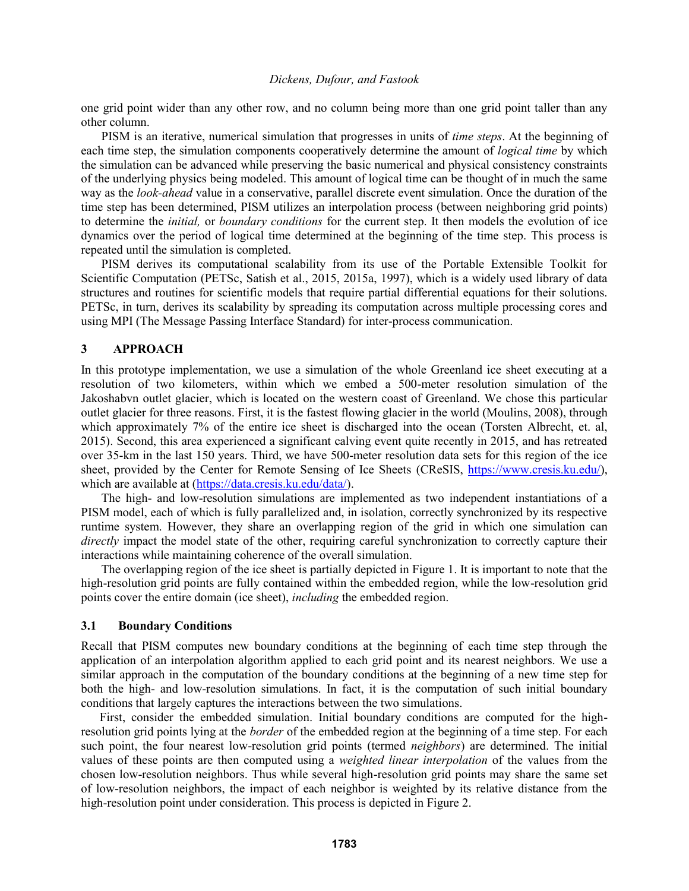one grid point wider than any other row, and no column being more than one grid point taller than any other column.

PISM is an iterative, numerical simulation that progresses in units of *time steps*. At the beginning of each time step, the simulation components cooperatively determine the amount of *logical time* by which the simulation can be advanced while preserving the basic numerical and physical consistency constraints of the underlying physics being modeled. This amount of logical time can be thought of in much the same way as the *look-ahead* value in a conservative, parallel discrete event simulation. Once the duration of the time step has been determined, PISM utilizes an interpolation process (between neighboring grid points) to determine the *initial,* or *boundary conditions* for the current step. It then models the evolution of ice dynamics over the period of logical time determined at the beginning of the time step. This process is repeated until the simulation is completed.

PISM derives its computational scalability from its use of the Portable Extensible Toolkit for Scientific Computation (PETSc, Satish et al., 2015, 2015a, 1997), which is a widely used library of data structures and routines for scientific models that require partial differential equations for their solutions. PETSc, in turn, derives its scalability by spreading its computation across multiple processing cores and using MPI (The Message Passing Interface Standard) for inter-process communication.

## 3 APPROACH

In this prototype implementation, we use a simulation of the whole Greenland ice sheet executing at a resolution of two kilometers, within which we embed a 500-meter resolution simulation of the Jakoshabvn outlet glacier, which is located on the western coast of Greenland. We chose this particular outlet glacier for three reasons. First, it is the fastest flowing glacier in the world (Moulins, 2008), through which approximately 7% of the entire ice sheet is discharged into the ocean (Torsten Albrecht, et. al, 2015). Second, this area experienced a significant calving event quite recently in 2015, and has retreated over 35-km in the last 150 years. Third, we have 500-meter resolution data sets for this region of the ice sheet, provided by the Center for Remote Sensing of Ice Sheets (CReSIS, https://www.cresis.ku.edu/), which are available at (https://data.cresis.ku.edu/data/).

The high- and low-resolution simulations are implemented as two independent instantiations of a PISM model, each of which is fully parallelized and, in isolation, correctly synchronized by its respective runtime system. However, they share an overlapping region of the grid in which one simulation can *directly* impact the model state of the other, requiring careful synchronization to correctly capture their interactions while maintaining coherence of the overall simulation.

The overlapping region of the ice sheet is partially depicted in Figure 1. It is important to note that the high-resolution grid points are fully contained within the embedded region, while the low-resolution grid points cover the entire domain (ice sheet), *including* the embedded region.

### 3.1 Boundary Conditions

Recall that PISM computes new boundary conditions at the beginning of each time step through the application of an interpolation algorithm applied to each grid point and its nearest neighbors. We use a similar approach in the computation of the boundary conditions at the beginning of a new time step for both the high- and low-resolution simulations. In fact, it is the computation of such initial boundary conditions that largely captures the interactions between the two simulations.

First, consider the embedded simulation. Initial boundary conditions are computed for the high-resolution grid points lying at the *border* of the embedded region at the beginning of a time step. For each such point, the four nearest low-resolution grid points (termed *neighbors*) are determined. The initial values of these points are then computed using a *weighted linear interpolation* of the values from the chosen low-resolution neighbors. Thus while several high-resolution grid points may share the same set of low-resolution neighbors, the impact of each neighbor is weighted by its relative distance from the high-resolution point under consideration. This process is depicted in Figure 2.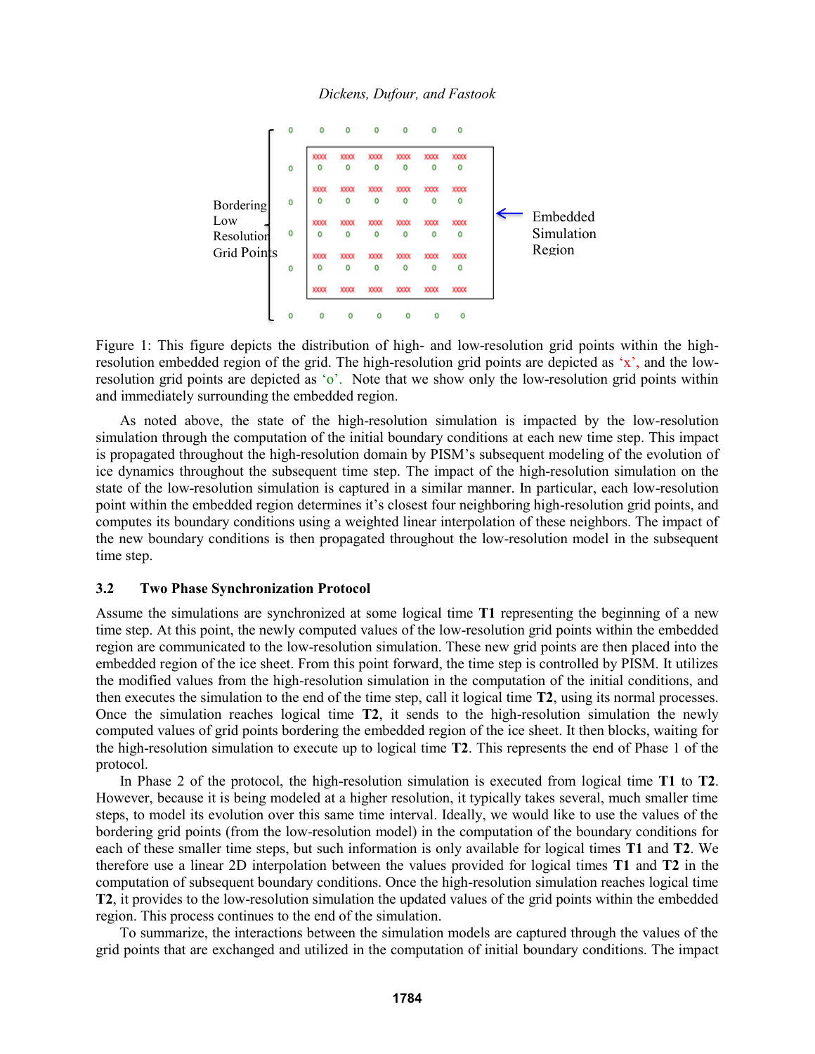Figure 1: This figure depicts the distribution of high- and low-resolution grid points within the high-resolution embedded region of the grid. The high-resolution grid points are depicted as 'x', and the low-resolution grid points are depicted as 'o'. Note that we show only the low-resolution grid points within and immediately surrounding the embedded region.

As noted above, the state of the high-resolution simulation is impacted by the low-resolution simulation through the computation of the initial boundary conditions at each new time step. This impact is propagated throughout the high-resolution domain by PISM's subsequent modeling of the evolution of ice dynamics throughout the subsequent time step. The impact of the high-resolution simulation on the state of the low-resolution simulation is captured in a similar manner. In particular, each low-resolution point within the embedded region determines it's closest four neighboring high-resolution grid points, and computes its boundary conditions using a weighted linear interpolation of these neighbors. The impact of the new boundary conditions is then propagated throughout the low-resolution model in the subsequent time step.

### 3.2 Two Phase Synchronization Protocol

Assume the simulations are synchronized at some logical time **T1** representing the beginning of a new time step. At this point, the newly computed values of the low-resolution grid points within the embedded region are communicated to the low-resolution simulation. These new grid points are then placed into the embedded region of the ice sheet. From this point forward, the time step is controlled by PISM. It utilizes the modified values from the high-resolution simulation in the computation of the initial conditions, and then executes the simulation to the end of the time step, call it logical time **T2**, using its normal processes. Once the simulation reaches logical time **T2**, it sends to the high-resolution simulation the newly computed values of grid points bordering the embedded region of the ice sheet. It then blocks, waiting for the high-resolution simulation to execute up to logical time **T2**. This represents the end of Phase 1 of the protocol.

In Phase 2 of the protocol, the high-resolution simulation is executed from logical time **T1** to **T2**. However, because it is being modeled at a higher resolution, it typically takes several, much smaller time steps, to model its evolution over this same time interval. Ideally, we would like to use the values of the bordering grid points (from the low-resolution model) in the computation of the boundary conditions for each of these smaller time steps, but such information is only available for logical times **T1** and **T2**. We therefore use a linear 2D interpolation between the values provided for logical times **T1** and **T2** in the computation of subsequent boundary conditions. Once the high-resolution simulation reaches logical time **T2**, it provides to the low-resolution simulation the updated values of the grid points within the embedded region. This process continues to the end of the simulation.

To summarize, the interactions between the simulation models are captured through the values of the grid points that are exchanged and utilized in the computation of initial boundary conditions. The impact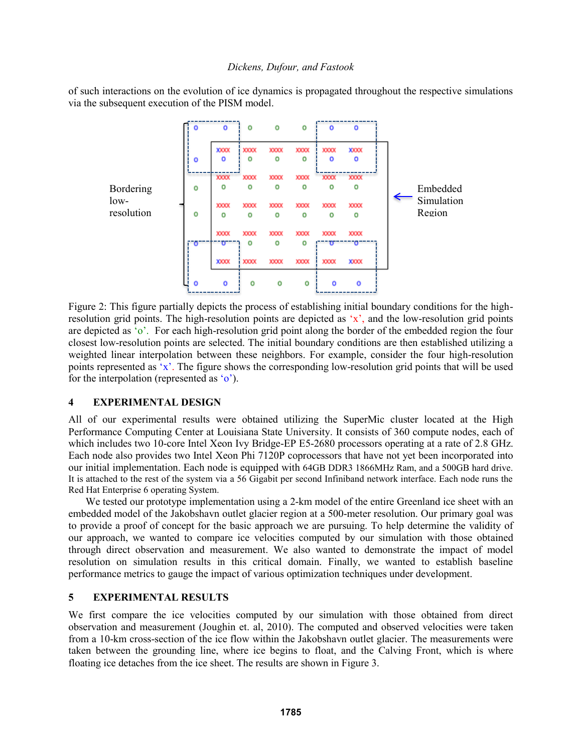of such interactions on the evolution of ice dynamics is propagated throughout the respective simulations via the subsequent execution of the PISM model.

Figure 2: This figure partially depicts the process of establishing initial boundary conditions for the high-resolution grid points. The high-resolution points are depicted as 'x', and the low-resolution grid points are depicted as 'o'. For each high-resolution grid point along the border of the embedded region the four closest low-resolution points are selected. The initial boundary conditions are then established utilizing a weighted linear interpolation between these neighbors. For example, consider the four high-resolution points represented as 'x'. The figure shows the corresponding low-resolution grid points that will be used for the interpolation (represented as 'o').

## 4 EXPERIMENTAL DESIGN

All of our experimental results were obtained utilizing the SuperMic cluster located at the High Performance Computing Center at Louisiana State University. It consists of 360 compute nodes, each of which includes two 10-core Intel Xeon Ivy Bridge-EP E5-2680 processors operating at a rate of 2.8 GHz. Each node also provides two Intel Xeon Phi 7120P coprocessors that have not yet been incorporated into our initial implementation. Each node is equipped with 64GB DDR3 1866MHz Ram, and a 500GB hard drive. It is attached to the rest of the system via a 56 Gigabit per second Infiniband network interface. Each node runs the Red Hat Enterprise 6 operating System.

We tested our prototype implementation using a 2-km model of the entire Greenland ice sheet with an embedded model of the Jakobshavn outlet glacier region at a 500-meter resolution. Our primary goal was to provide a proof of concept for the basic approach we are pursuing. To help determine the validity of our approach, we wanted to compare ice velocities computed by our simulation with those obtained through direct observation and measurement. We also wanted to demonstrate the impact of model resolution on simulation results in this critical domain. Finally, we wanted to establish baseline performance metrics to gauge the impact of various optimization techniques under development.

## 5 EXPERIMENTAL RESULTS

We first compare the ice velocities computed by our simulation with those obtained from direct observation and measurement (Joughin et. al, 2010). The computed and observed velocities were taken from a 10-km cross-section of the ice flow within the Jakobshavn outlet glacier. The measurements were taken between the grounding line, where ice begins to float, and the Calving Front, which is where floating ice detaches from the ice sheet. The results are shown in Figure 3.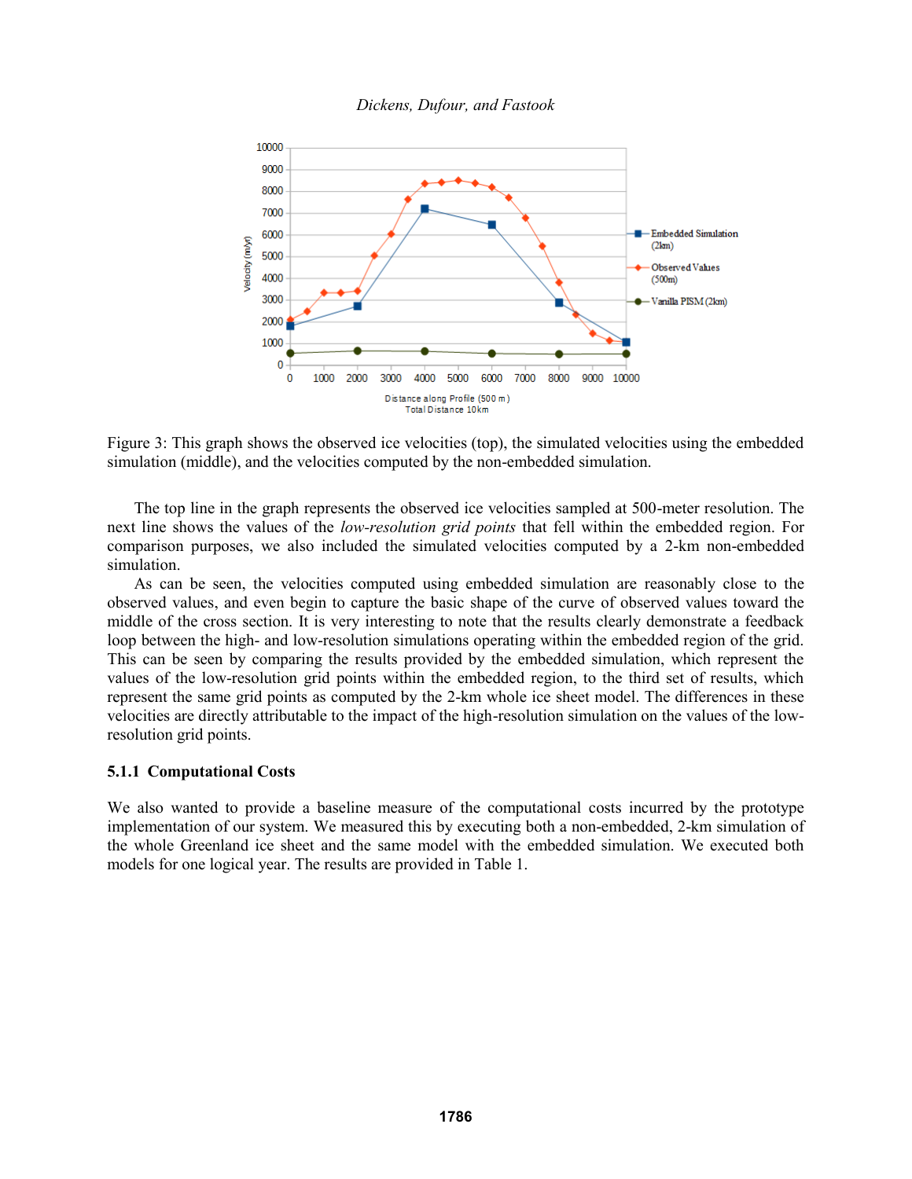Figure 3: This graph shows the observed ice velocities (top), the simulated velocities using the embedded simulation (middle), and the velocities computed by the non-embedded simulation.

The top line in the graph represents the observed ice velocities sampled at 500-meter resolution. The next line shows the values of the *low-resolution grid points* that fell within the embedded region. For comparison purposes, we also included the simulated velocities computed by a 2-km non-embedded simulation.

As can be seen, the velocities computed using embedded simulation are reasonably close to the observed values, and even begin to capture the basic shape of the curve of observed values toward the middle of the cross section. It is very interesting to note that the results clearly demonstrate a feedback loop between the high- and low-resolution simulations operating within the embedded region of the grid. This can be seen by comparing the results provided by the embedded simulation, which represent the values of the low-resolution grid points within the embedded region, to the third set of results, which represent the same grid points as computed by the 2-km whole ice sheet model. The differences in these velocities are directly attributable to the impact of the high-resolution simulation on the values of the low-resolution grid points.

### 5.1.1 Computational Costs

We also wanted to provide a baseline measure of the computational costs incurred by the prototype implementation of our system. We measured this by executing both a non-embedded, 2-km simulation of the whole Greenland ice sheet and the same model with the embedded simulation. We executed both models for one logical year. The results are provided in Table 1.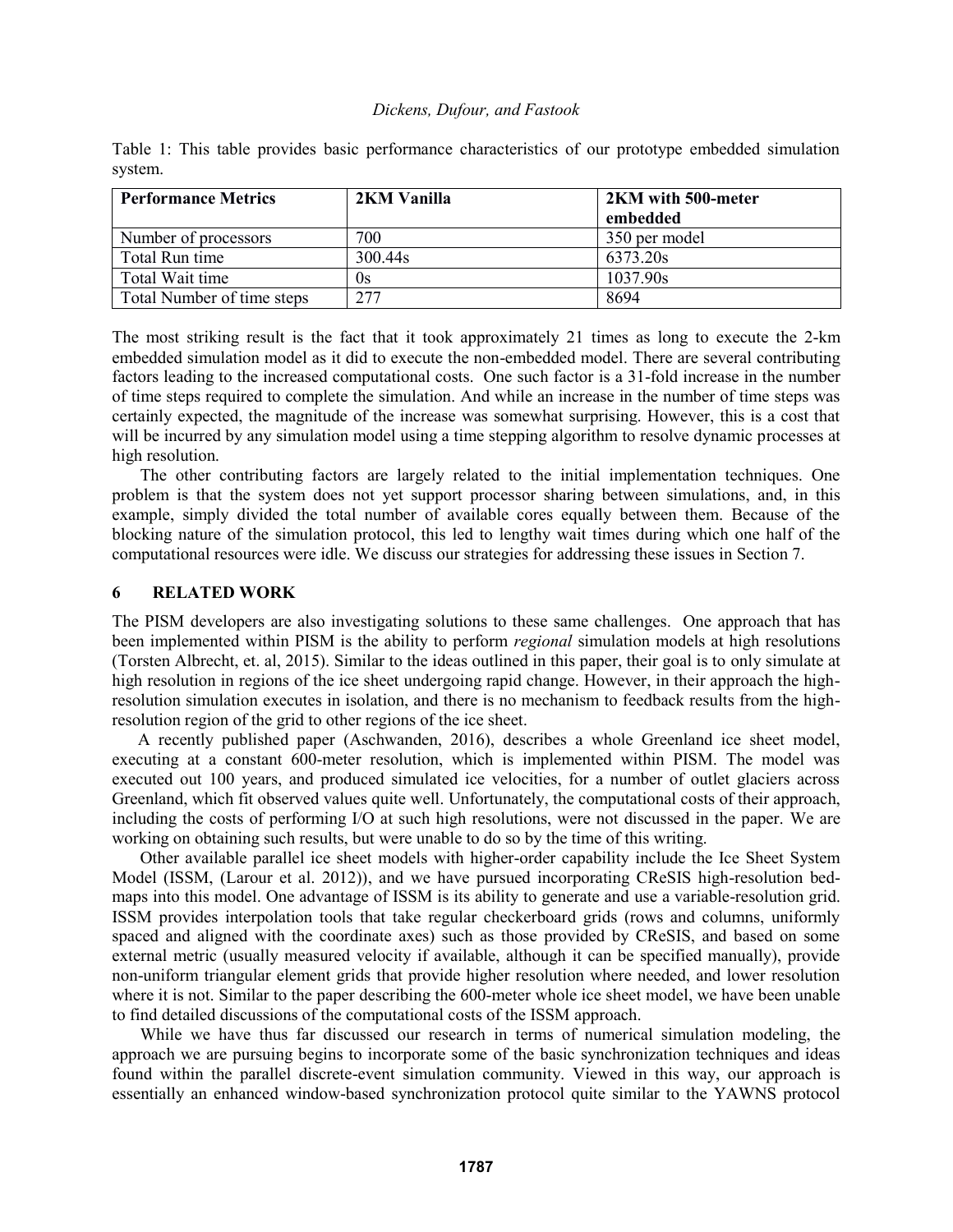Table 1: This table provides basic performance characteristics of our prototype embedded simulation system.

| Performance Metrics | 2KM Vanilla | 2KM with 500-meter embedded |
|---|---|---|
| Number of processors | 700 | 350 per model |
| Total Run time | 300.44s | 6373.20s |
| Total Wait time | 0s | 1037.90s |
| Total Number of time steps | 277 | 8694 |

The most striking result is the fact that it took approximately 21 times as long to execute the 2-km embedded simulation model as it did to execute the non-embedded model. There are several contributing factors leading to the increased computational costs. One such factor is a 31-fold increase in the number of time steps required to complete the simulation. And while an increase in the number of time steps was certainly expected, the magnitude of the increase was somewhat surprising. However, this is a cost that will be incurred by any simulation model using a time stepping algorithm to resolve dynamic processes at high resolution.

The other contributing factors are largely related to the initial implementation techniques. One problem is that the system does not yet support processor sharing between simulations, and, in this example, simply divided the total number of available cores equally between them. Because of the blocking nature of the simulation protocol, this led to lengthy wait times during which one half of the computational resources were idle. We discuss our strategies for addressing these issues in Section 7.

## 6 RELATED WORK

The PISM developers are also investigating solutions to these same challenges. One approach that has been implemented within PISM is the ability to perform *regional* simulation models at high resolutions (Torsten Albrecht, et. al, 2015). Similar to the ideas outlined in this paper, their goal is to only simulate at high resolution in regions of the ice sheet undergoing rapid change. However, in their approach the high-resolution simulation executes in isolation, and there is no mechanism to feedback results from the high-resolution region of the grid to other regions of the ice sheet.

A recently published paper (Aschwanden, 2016), describes a whole Greenland ice sheet model, executing at a constant 600-meter resolution, which is implemented within PISM. The model was executed out 100 years, and produced simulated ice velocities, for a number of outlet glaciers across Greenland, which fit observed values quite well. Unfortunately, the computational costs of their approach, including the costs of performing I/O at such high resolutions, were not discussed in the paper. We are working on obtaining such results, but were unable to do so by the time of this writing.

Other available parallel ice sheet models with higher-order capability include the Ice Sheet System Model (ISSM, (Larour et al. 2012)), and we have pursued incorporating CReSIS high-resolution bed-maps into this model. One advantage of ISSM is its ability to generate and use a variable-resolution grid. ISSM provides interpolation tools that take regular checkerboard grids (rows and columns, uniformly spaced and aligned with the coordinate axes) such as those provided by CReSIS, and based on some external metric (usually measured velocity if available, although it can be specified manually), provide non-uniform triangular element grids that provide higher resolution where needed, and lower resolution where it is not. Similar to the paper describing the 600-meter whole ice sheet model, we have been unable to find detailed discussions of the computational costs of the ISSM approach.

While we have thus far discussed our research in terms of numerical simulation modeling, the approach we are pursuing begins to incorporate some of the basic synchronization techniques and ideas found within the parallel discrete-event simulation community. Viewed in this way, our approach is essentially an enhanced window-based synchronization protocol quite similar to the YAWNS protocol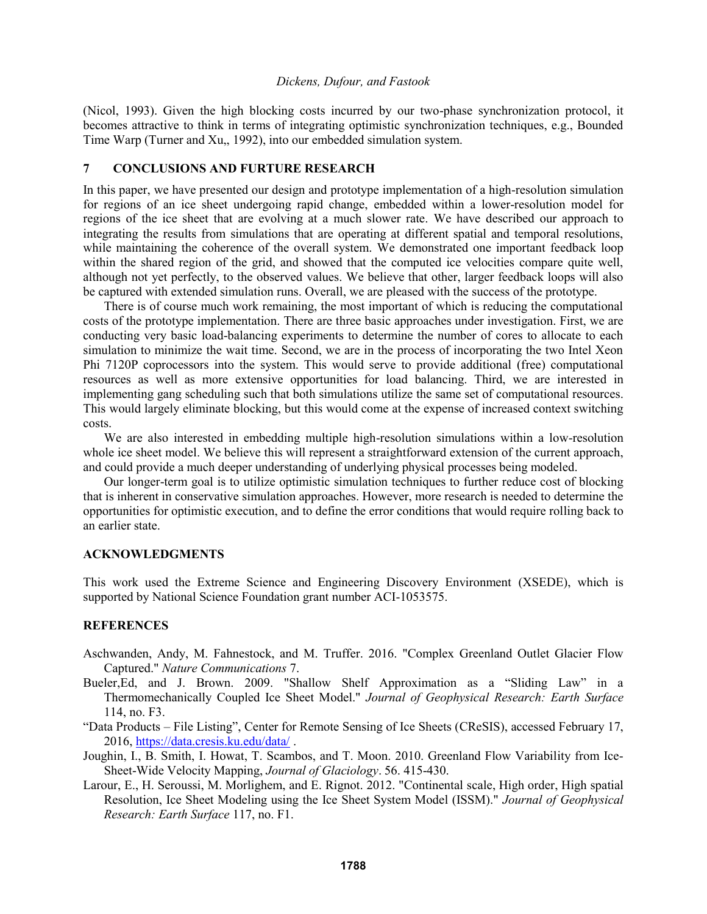(Nicol, 1993). Given the high blocking costs incurred by our two-phase synchronization protocol, it becomes attractive to think in terms of integrating optimistic synchronization techniques, e.g., Bounded Time Warp (Turner and Xu,, 1992), into our embedded simulation system.

## 7 CONCLUSIONS AND FURTURE RESEARCH

In this paper, we have presented our design and prototype implementation of a high-resolution simulation for regions of an ice sheet undergoing rapid change, embedded within a lower-resolution model for regions of the ice sheet that are evolving at a much slower rate. We have described our approach to integrating the results from simulations that are operating at different spatial and temporal resolutions, while maintaining the coherence of the overall system. We demonstrated one important feedback loop within the shared region of the grid, and showed that the computed ice velocities compare quite well, although not yet perfectly, to the observed values. We believe that other, larger feedback loops will also be captured with extended simulation runs. Overall, we are pleased with the success of the prototype.

There is of course much work remaining, the most important of which is reducing the computational costs of the prototype implementation. There are three basic approaches under investigation. First, we are conducting very basic load-balancing experiments to determine the number of cores to allocate to each simulation to minimize the wait time. Second, we are in the process of incorporating the two Intel Xeon Phi 7120P coprocessors into the system. This would serve to provide additional (free) computational resources as well as more extensive opportunities for load balancing. Third, we are interested in implementing gang scheduling such that both simulations utilize the same set of computational resources. This would largely eliminate blocking, but this would come at the expense of increased context switching costs.

We are also interested in embedding multiple high-resolution simulations within a low-resolution whole ice sheet model. We believe this will represent a straightforward extension of the current approach, and could provide a much deeper understanding of underlying physical processes being modeled.

Our longer-term goal is to utilize optimistic simulation techniques to further reduce cost of blocking that is inherent in conservative simulation approaches. However, more research is needed to determine the opportunities for optimistic execution, and to define the error conditions that would require rolling back to an earlier state.

## ACKNOWLEDGMENTS

This work used the Extreme Science and Engineering Discovery Environment (XSEDE), which is supported by National Science Foundation grant number ACI-1053575.

## REFERENCES

Aschwanden, Andy, M. Fahnestock, and M. Truffer. 2016. "Complex Greenland Outlet Glacier Flow Captured." *Nature Communications* 7.

Bueler,Ed, and J. Brown. 2009. "Shallow Shelf Approximation as a "Sliding Law" in a Thermomechanically Coupled Ice Sheet Model." *Journal of Geophysical Research: Earth Surface* 114, no. F3.

"Data Products – File Listing", Center for Remote Sensing of Ice Sheets (CReSIS), accessed February 17, 2016, https://data.cresis.ku.edu/data/ .

Joughin, I., B. Smith, I. Howat, T. Scambos, and T. Moon. 2010. Greenland Flow Variability from Ice-Sheet-Wide Velocity Mapping, *Journal of Glaciology*. 56. 415-430.

Larour, E., H. Seroussi, M. Morlighem, and E. Rignot. 2012. "Continental scale, High order, High spatial Resolution, Ice Sheet Modeling using the Ice Sheet System Model (ISSM)." *Journal of Geophysical Research: Earth Surface* 117, no. F1.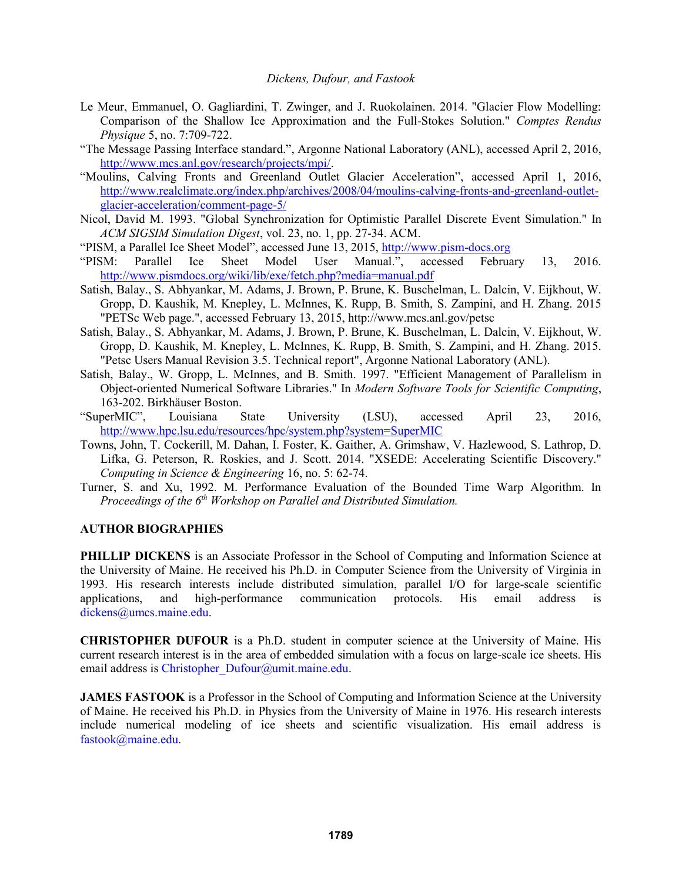Le Meur, Emmanuel, O. Gagliardini, T. Zwinger, and J. Ruokolainen. 2014. "Glacier Flow Modelling: Comparison of the Shallow Ice Approximation and the Full-Stokes Solution." *Comptes Rendus Physique* 5, no. 7:709-722.

"The Message Passing Interface standard.", Argonne National Laboratory (ANL), accessed April 2, 2016, http://www.mcs.anl.gov/research/projects/mpi/.

"Moulins, Calving Fronts and Greenland Outlet Glacier Acceleration", accessed April 1, 2016, http://www.realclimate.org/index.php/archives/2008/04/moulins-calving-fronts-and-greenland-outlet-glacier-acceleration/comment-page-5/

Nicol, David M. 1993. "Global Synchronization for Optimistic Parallel Discrete Event Simulation." In *ACM SIGSIM Simulation Digest*, vol. 23, no. 1, pp. 27-34. ACM.

"PISM, a Parallel Ice Sheet Model", accessed June 13, 2015, http://www.pism-docs.org

"PISM: Parallel Ice Sheet Model User Manual.", accessed February 13, 2016. http://www.pismdocs.org/wiki/lib/exe/fetch.php?media=manual.pdf

Satish, Balay., S. Abhyankar, M. Adams, J. Brown, P. Brune, K. Buschelman, L. Dalcin, V. Eijkhout, W. Gropp, D. Kaushik, M. Knepley, L. McInnes, K. Rupp, B. Smith, S. Zampini, and H. Zhang. 2015 "PETSc Web page.", accessed February 13, 2015, http://www.mcs.anl.gov/petsc

Satish, Balay., S. Abhyankar, M. Adams, J. Brown, P. Brune, K. Buschelman, L. Dalcin, V. Eijkhout, W. Gropp, D. Kaushik, M. Knepley, L. McInnes, K. Rupp, B. Smith, S. Zampini, and H. Zhang. 2015. "Petsc Users Manual Revision 3.5. Technical report", Argonne National Laboratory (ANL).

Satish, Balay., W. Gropp, L. McInnes, and B. Smith. 1997. "Efficient Management of Parallelism in Object-oriented Numerical Software Libraries." In *Modern Software Tools for Scientific Computing*, 163-202. Birkhäuser Boston.

"SuperMIC", Louisiana State University (LSU), accessed April 23, 2016, http://www.hpc.lsu.edu/resources/hpc/system.php?system=SuperMIC

Towns, John, T. Cockerill, M. Dahan, I. Foster, K. Gaither, A. Grimshaw, V. Hazlewood, S. Lathrop, D. Lifka, G. Peterson, R. Roskies, and J. Scott. 2014. "XSEDE: Accelerating Scientific Discovery." *Computing in Science & Engineering* 16, no. 5: 62-74.

Turner, S. and Xu, 1992. M. Performance Evaluation of the Bounded Time Warp Algorithm. In *Proceedings of the 6th Workshop on Parallel and Distributed Simulation.*

## AUTHOR BIOGRAPHIES

**PHILLIP DICKENS** is an Associate Professor in the School of Computing and Information Science at the University of Maine. He received his Ph.D. in Computer Science from the University of Virginia in 1993. His research interests include distributed simulation, parallel I/O for large-scale scientific applications, and high-performance communication protocols. His email address is dickens@umcs.maine.edu.

**CHRISTOPHER DUFOUR** is a Ph.D. student in computer science at the University of Maine. His current research interest is in the area of embedded simulation with a focus on large-scale ice sheets. His email address is Christopher_Dufour@umit.maine.edu.

**JAMES FASTOOK** is a Professor in the School of Computing and Information Science at the University of Maine. He received his Ph.D. in Physics from the University of Maine in 1976. His research interests include numerical modeling of ice sheets and scientific visualization. His email address is fastook@maine.edu.